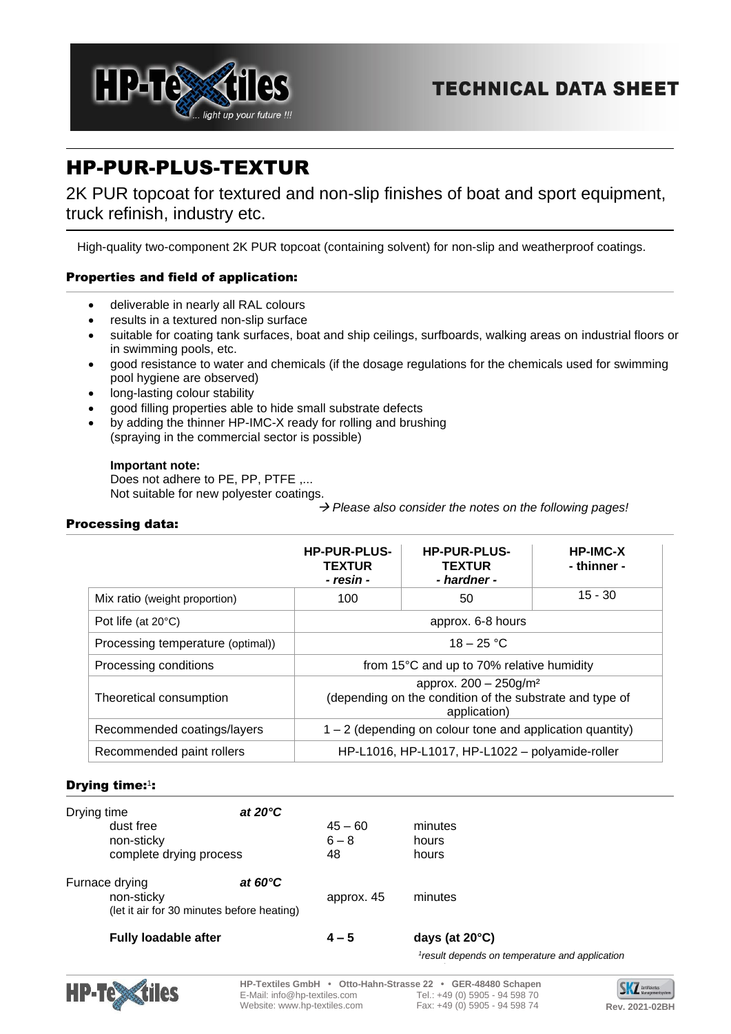# HP-PUR-PLUS-TEXTUR

2K PUR topcoat for textured and non-slip finishes of boat and sport equipment, truck refinish, industry etc.

High-quality two-component 2K PUR topcoat (containing solvent) for non-slip and weatherproof coatings.

## Properties and field of application:

- deliverable in nearly all RAL colours
- results in a textured non-slip surface
- suitable for coating tank surfaces, boat and ship ceilings, surfboards, walking areas on industrial floors or in swimming pools, etc.
- good resistance to water and chemicals (if the dosage regulations for the chemicals used for swimming pool hygiene are observed)
- long-lasting colour stability
- good filling properties able to hide small substrate defects
- by adding the thinner HP-IMC-X ready for rolling and brushing (spraying in the commercial sector is possible)

**Important note:**
Does not adhere to PE, PP, PTFE ,...
Not suitable for new polyester coatings.

→ *Please also consider the notes on the following pages!*

## Processing data:

| | **HP-PUR-PLUS-TEXTUR** *- resin -* | **HP-PUR-PLUS-TEXTUR** *- hardner -* | **HP-IMC-X** - thinner - |
|---|---|---|---|
| Mix ratio (weight proportion) | 100 | 50 | 15 - 30 |
| Pot life (at 20°C) | approx. 6-8 hours | | |
| Processing temperature (optimal)) | 18 – 25 °C | | |
| Processing conditions | from 15°C and up to 70% relative humidity | | |
| Theoretical consumption | approx. 200 – 250g/m² (depending on the condition of the substrate and type of application) | | |
| Recommended coatings/layers | 1 – 2 (depending on colour tone and application quantity) | | |
| Recommended paint rollers | HP-L1016, HP-L1017, HP-L1022 – polyamide-roller | | |

## Drying time:[1]:

| Drying time | *at 20°C* | | |
|---|---|---|---|
| dust free | | 45 – 60 | minutes |
| non-sticky | | 6 – 8 | hours |
| complete drying process | | 48 | hours |
| Furnace drying | *at 60°C* | | |
| non-sticky (let it air for 30 minutes before heating) | | approx. 45 | minutes |
| **Fully loadable after** | | **4 – 5** | **days (at 20°C)** |

*[1]result depends on temperature and application*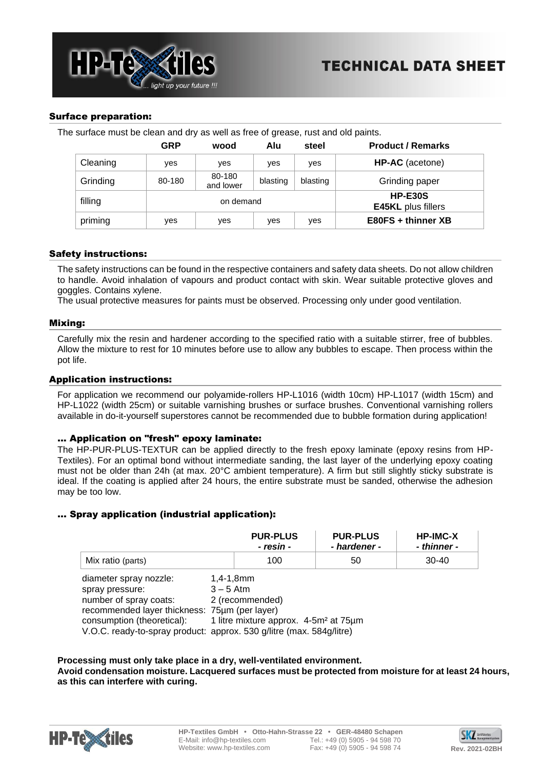## Surface preparation:

The surface must be clean and dry as well as free of grease, rust and old paints.

| | GRP | wood | Alu | steel | Product / Remarks |
|---|---|---|---|---|---|
| Cleaning | yes | yes | yes | yes | **HP-AC** (acetone) |
| Grinding | 80-180 | 80-180 and lower | blasting | blasting | Grinding paper |
| filling | on demand | | | | **HP-E30S** **E45KL** plus fillers |
| priming | yes | yes | yes | yes | **E80FS + thinner XB** |

## Safety instructions:

The safety instructions can be found in the respective containers and safety data sheets. Do not allow children to handle. Avoid inhalation of vapours and product contact with skin. Wear suitable protective gloves and goggles. Contains xylene.

The usual protective measures for paints must be observed. Processing only under good ventilation.

## Mixing:

Carefully mix the resin and hardener according to the specified ratio with a suitable stirrer, free of bubbles. Allow the mixture to rest for 10 minutes before use to allow any bubbles to escape. Then process within the pot life.

## Application instructions:

For application we recommend our polyamide-rollers HP-L1016 (width 10cm) HP-L1017 (width 15cm) and HP-L1022 (width 25cm) or suitable varnishing brushes or surface brushes. Conventional varnishing rollers available in do-it-yourself superstores cannot be recommended due to bubble formation during application!

### ... Application on "fresh" epoxy laminate:

The HP-PUR-PLUS-TEXTUR can be applied directly to the fresh epoxy laminate (epoxy resins from HP-Textiles). For an optimal bond without intermediate sanding, the last layer of the underlying epoxy coating must not be older than 24h (at max. 20°C ambient temperature). A firm but still slightly sticky substrate is ideal. If the coating is applied after 24 hours, the entire substrate must be sanded, otherwise the adhesion may be too low.

### ... Spray application (industrial application):

| | **PUR-PLUS** *- resin -* | **PUR-PLUS** *- hardener -* | **HP-IMC-X** *- thinner -* |
|---|---|---|---|
| Mix ratio (parts) | 100 | 50 | 30-40 |

diameter spray nozzle: 1,4-1,8mm
spray pressure: 3 – 5 Atm
number of spray coats: 2 (recommended)
recommended layer thickness: 75µm (per layer)
consumption (theoretical): 1 litre mixture approx. 4-5m² at 75µm
V.O.C. ready-to-spray product: approx. 530 g/litre (max. 584g/litre)

**Processing must only take place in a dry, well-ventilated environment.**
**Avoid condensation moisture. Lacquered surfaces must be protected from moisture for at least 24 hours, as this can interfere with curing.**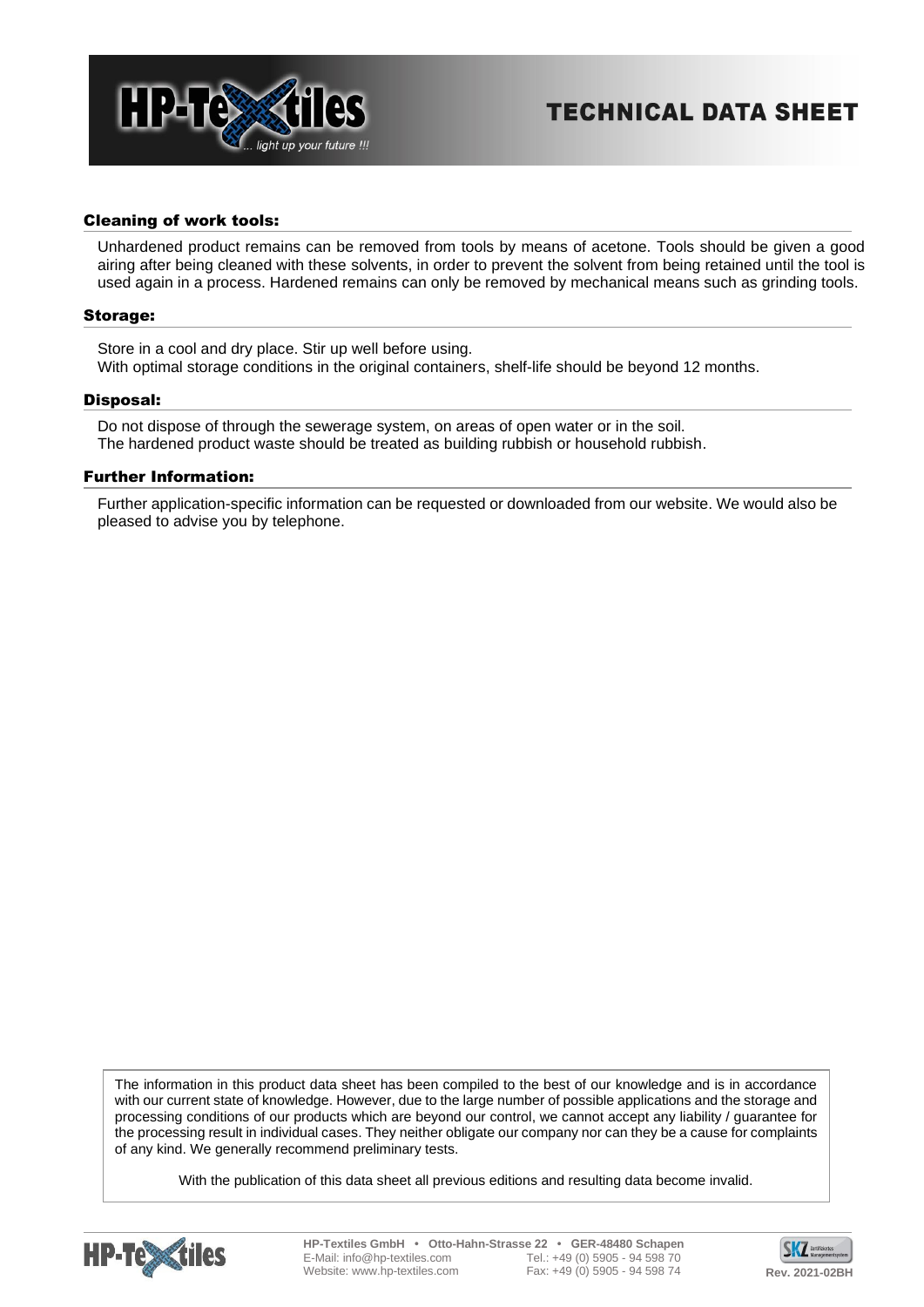## Cleaning of work tools:

Unhardened product remains can be removed from tools by means of acetone. Tools should be given a good airing after being cleaned with these solvents, in order to prevent the solvent from being retained until the tool is used again in a process. Hardened remains can only be removed by mechanical means such as grinding tools.

## Storage:

Store in a cool and dry place. Stir up well before using.
With optimal storage conditions in the original containers, shelf-life should be beyond 12 months.

## Disposal:

Do not dispose of through the sewerage system, on areas of open water or in the soil.
The hardened product waste should be treated as building rubbish or household rubbish.

## Further Information:

Further application-specific information can be requested or downloaded from our website. We would also be pleased to advise you by telephone.

The information in this product data sheet has been compiled to the best of our knowledge and is in accordance with our current state of knowledge. However, due to the large number of possible applications and the storage and processing conditions of our products which are beyond our control, we cannot accept any liability / guarantee for the processing result in individual cases. They neither obligate our company nor can they be a cause for complaints of any kind. We generally recommend preliminary tests.

With the publication of this data sheet all previous editions and resulting data become invalid.

**HP-Textiles GmbH • Otto-Hahn-Strasse 22 • GER-48480 Schapen**
E-Mail: info@hp-textiles.com Tel.: +49 (0) 5905 - 94 598 70
Website: www.hp-textiles.com Fax: +49 (0) 5905 - 94 598 74

**Rev. 2021-02BH**